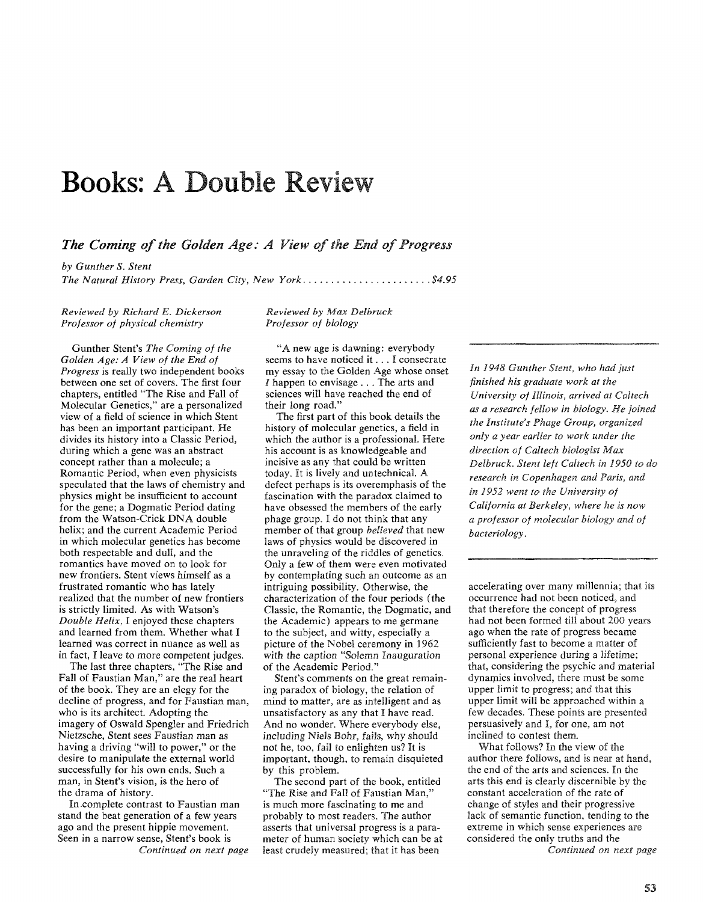# Books: A Double Review

## *The Coming of the Golden Age: A View of the End of Progress*

*by Gunther S. Stent*

*The Natural History Press, Garden City, New York ....................... $4.95*

*Reviewed by Richard E. Dickerson*
*Professor of physical chemistry*

Gunther Stent's *The Coming of the Golden Age: A View of the End of Progress* is really two independent books between one set of covers. The first four chapters, entitled "The Rise and Fall of Molecular Genetics," are a personalized view of a field of science in which Stent has been an important participant. He divides its history into a Classic Period, during which a gene was an abstract concept rather than a molecule; a Romantic Period, when even physicists speculated that the laws of chemistry and physics might be insufficient to account for the gene; a Dogmatic Period dating from the Watson-Crick DNA double helix; and the current Academic Period in which molecular genetics has become both respectable and dull, and the romantics have moved on to look for new frontiers. Stent views himself as a frustrated romantic who has lately realized that the number of new frontiers is strictly limited. As with Watson's *Double Helix,* I enjoyed these chapters and learned from them. Whether what I learned was correct in nuance as well as in fact, I leave to more competent judges.

The last three chapters, "The Rise and Fall of Faustian Man," are the real heart of the book. They are an elegy for the decline of progress, and for Faustian man, who is its architect. Adopting the imagery of Oswald Spengler and Friedrich Nietzsche, Stent sees Faustian man as having a driving "will to power," or the desire to manipulate the external world successfully for his own ends. Such a man, in Stent's vision, is the hero of the drama of history.

In complete contrast to Faustian man stand the beat generation of a few years ago and the present hippie movement. Seen in a narrow sense, Stent's book is

*Continued on next page*

*Reviewed by Max Delbruck*
*Professor of biology*

"A new age is dawning: everybody seems to have noticed it . . . I consecrate my essay to the Golden Age whose onset *I* happen to envisage . . . The arts and sciences will have reached the end of their long road."

The first part of this book details the history of molecular genetics, a field in which the author is a professional. Here his account is as knowledgeable and incisive as any that could be written today. It is lively and untechnical. A defect perhaps is its overemphasis of the fascination with the paradox claimed to have obsessed the members of the early phage group. I do not think that any member of that group *believed* that new laws of physics would be discovered in the unraveling of the riddles of genetics. Only a few of them were even motivated by contemplating such an outcome as an intriguing possibility. Otherwise, the characterization of the four periods (the Classic, the Romantic, the Dogmatic, and the Academic) appears to me germane to the subject, and witty, especially a picture of the Nobel ceremony in 1962 with the caption "Solemn Inauguration of the Academic Period."

Stent's comments on the great remaining paradox of biology, the relation of mind to matter, are as intelligent and as unsatisfactory as any that I have read. And no wonder. Where everybody else, including Niels Bohr, fails, why should not he, too, fail to enlighten us? It is important, though, to remain disquieted by this problem.

The second part of the book, entitled "The Rise and Fall of Faustian Man," is much more fascinating to me and probably to most readers. The author asserts that universal progress is a parameter of human society which can be at least crudely measured; that it has been accelerating over many millennia; that its occurrence had not been noticed, and that therefore the concept of progress had not been formed till about 200 years ago when the rate of progress became sufficiently fast to become a matter of personal experience during a lifetime; that, considering the psychic and material dynamics involved, there must be some upper limit to progress; and that this upper limit will be approached within a few decades. These points are presented persuasively and I, for one, am not inclined to contest them.

What follows? In the view of the author there follows, and is near at hand, the end of the arts and sciences. In the arts this end is clearly discernible by the constant acceleration of the rate of change of styles and their progressive lack of semantic function, tending to the extreme in which sense experiences are considered the only truths and the

*Continued on next page*

*In 1948 Gunther Stent, who had just finished his graduate work at the University of Illinois, arrived at Caltech as a research fellow in biology. He joined the Institute's Phage Group, organized only a year earlier to work under the direction of Caltech biologist Max Delbruck. Stent left Caltech in 1950 to do research in Copenhagen and Paris, and in 1952 went to the University of California at Berkeley, where he is now a professor of molecular biology and of bacteriology.*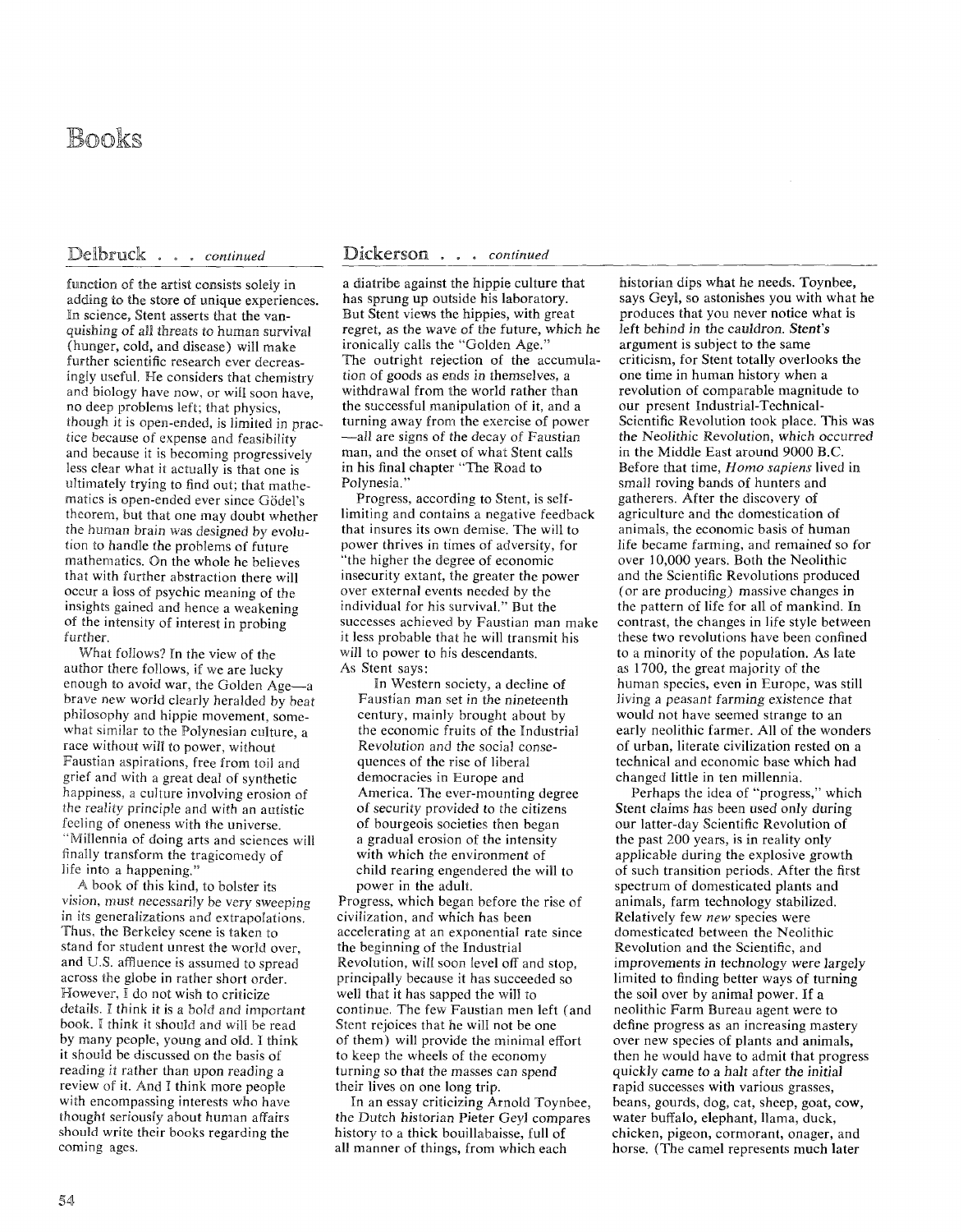# Books

## Delbruck . . . *continued*

function of the artist consists solely in adding to the store of unique experiences. In science, Stent asserts that the vanquishing of all threats to human survival (hunger, cold, and disease) will make further scientific research ever decreasingly useful. He considers that chemistry and biology have now, or will soon have, no deep problems left; that physics, though it is open-ended, is limited in practice because of expense and feasibility and because it is becoming progressively less clear what it actually is that one is ultimately trying to find out; that mathematics is open-ended ever since Gödel's theorem, but that one may doubt whether the human brain was designed by evolution to handle the problems of future mathematics. On the whole he believes that with further abstraction there will occur a loss of psychic meaning of the insights gained and hence a weakening of the intensity of interest in probing further.

What follows? In the view of the author there follows, if we are lucky enough to avoid war, the Golden Age—a brave new world clearly heralded by beat philosophy and hippie movement, somewhat similar to the Polynesian culture, a race without will to power, without Faustian aspirations, free from toil and grief and with a great deal of synthetic happiness, a culture involving erosion of the reality principle and with an autistic feeling of oneness with the universe. "Millennia of doing arts and sciences will finally transform the tragicomedy of life into a happening."

A book of this kind, to bolster its vision, must necessarily be very sweeping in its generalizations and extrapolations. Thus, the Berkeley scene is taken to stand for student unrest the world over, and U.S. affluence is assumed to spread across the globe in rather short order. However, I do not wish to criticize details. I think it is a bold and important book. I think it should and will be read by many people, young and old. I think it should be discussed on the basis of reading it rather than upon reading a review of it. And I think more people with encompassing interests who have thought seriously about human affairs should write their books regarding the coming ages.

## Dickerson . . . *continued*

a diatribe against the hippie culture that has sprung up outside his laboratory. But Stent views the hippies, with great regret, as the wave of the future, which he ironically calls the "Golden Age." The outright rejection of the accumulation of goods as ends in themselves, a withdrawal from the world rather than the successful manipulation of it, and a turning away from the exercise of power—all are signs of the decay of Faustian man, and the onset of what Stent calls in his final chapter "The Road to Polynesia."

Progress, according to Stent, is self-limiting and contains a negative feedback that insures its own demise. The will to power thrives in times of adversity, for "the higher the degree of economic insecurity extant, the greater the power over external events needed by the individual for his survival." But the successes achieved by Faustian man make it less probable that he will transmit his will to power to his descendants. As Stent says:

> In Western society, a decline of Faustian man set in the nineteenth century, mainly brought about by the economic fruits of the Industrial Revolution and the social consequences of the rise of liberal democracies in Europe and America. The ever-mounting degree of security provided to the citizens of bourgeois societies then began a gradual erosion of the intensity with which the environment of child rearing engendered the will to power in the adult.

Progress, which began before the rise of civilization, and which has been accelerating at an exponential rate since the beginning of the Industrial Revolution, will soon level off and stop, principally because it has succeeded so well that it has sapped the will to continue. The few Faustian men left (and Stent rejoices that he will not be one of them) will provide the minimal effort to keep the wheels of the economy turning so that the masses can spend their lives on one long trip.

In an essay criticizing Arnold Toynbee, the Dutch historian Pieter Geyl compares history to a thick bouillabaisse, full of all manner of things, from which each historian dips what he needs. Toynbee, says Geyl, so astonishes you with what he produces that you never notice what is left behind in the cauldron. Stent's argument is subject to the same criticism, for Stent totally overlooks the one time in human history when a revolution of comparable magnitude to our present Industrial-Technical-Scientific Revolution took place. This was the Neolithic Revolution, which occurred in the Middle East around 9000 B.C. Before that time, *Homo sapiens* lived in small roving bands of hunters and gatherers. After the discovery of agriculture and the domestication of animals, the economic basis of human life became farming, and remained so for over 10,000 years. Both the Neolithic and the Scientific Revolutions produced (or are producing) massive changes in the pattern of life for all of mankind. In contrast, the changes in life style between these two revolutions have been confined to a minority of the population. As late as 1700, the great majority of the human species, even in Europe, was still living a peasant farming existence that would not have seemed strange to an early neolithic farmer. All of the wonders of urban, literate civilization rested on a technical and economic base which had changed little in ten millennia.

Perhaps the idea of "progress," which Stent claims has been used only during our latter-day Scientific Revolution of the past 200 years, is in reality only applicable during the explosive growth of such transition periods. After the first spectrum of domesticated plants and animals, farm technology stabilized. Relatively few *new* species were domesticated between the Neolithic Revolution and the Scientific, and improvements in technology were largely limited to finding better ways of turning the soil over by animal power. If a neolithic Farm Bureau agent were to define progress as an increasing mastery over new species of plants and animals, then he would have to admit that progress quickly came to a halt after the initial rapid successes with various grasses, beans, gourds, dog, cat, sheep, goat, cow, water buffalo, elephant, llama, duck, chicken, pigeon, cormorant, onager, and horse. (The camel represents much later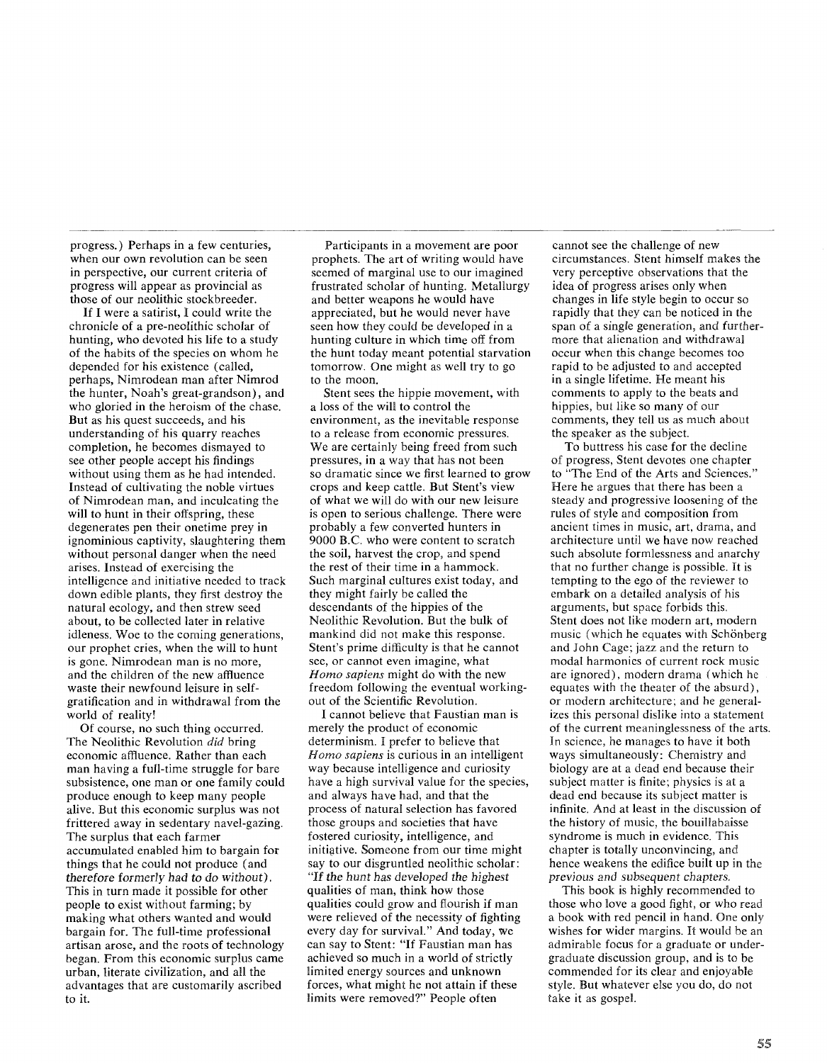progress.) Perhaps in a few centuries, when our own revolution can be seen in perspective, our current criteria of progress will appear as provincial as those of our neolithic stockbreeder.

If I were a satirist, I could write the chronicle of a pre-neolithic scholar of hunting, who devoted his life to a study of the habits of the species on whom he depended for his existence (called, perhaps, Nimrodean man after Nimrod the hunter, Noah's great-grandson), and who gloried in the heroism of the chase. But as his quest succeeds, and his understanding of his quarry reaches completion, he becomes dismayed to see other people accept his findings without using them as he had intended. Instead of cultivating the noble virtues of Nimrodean man, and inculcating the will to hunt in their offspring, these degenerates pen their onetime prey in ignominious captivity, slaughtering them without personal danger when the need arises. Instead of exercising the intelligence and initiative needed to track down edible plants, they first destroy the natural ecology, and then strew seed about, to be collected later in relative idleness. Woe to the coming generations, our prophet cries, when the will to hunt is gone. Nimrodean man is no more, and the children of the new affluence waste their newfound leisure in self-gratification and in withdrawal from the world of reality!

Of course, no such thing occurred. The Neolithic Revolution *did* bring economic affluence. Rather than each man having a full-time struggle for bare subsistence, one man or one family could produce enough to keep many people alive. But this economic surplus was not frittered away in sedentary navel-gazing. The surplus that each farmer accumulated enabled him to bargain for things that he could not produce (and therefore formerly had to do without). This in turn made it possible for other people to exist without farming; by making what others wanted and would bargain for. The full-time professional artisan arose, and the roots of technology began. From this economic surplus came urban, literate civilization, and all the advantages that are customarily ascribed to it.

Participants in a movement are poor prophets. The art of writing would have seemed of marginal use to our imagined frustrated scholar of hunting. Metallurgy and better weapons he would have appreciated, but he would never have seen how they could be developed in a hunting culture in which time off from the hunt today meant potential starvation tomorrow. One might as well try to go to the moon.

Stent sees the hippie movement, with a loss of the will to control the environment, as the inevitable response to a release from economic pressures. We are certainly being freed from such pressures, in a way that has not been so dramatic since we first learned to grow crops and keep cattle. But Stent's view of what we will do with our new leisure is open to serious challenge. There were probably a few converted hunters in 9000 B.C. who were content to scratch the soil, harvest the crop, and spend the rest of their time in a hammock. Such marginal cultures exist today, and they might fairly be called the descendants of the hippies of the Neolithic Revolution. But the bulk of mankind did not make this response. Stent's prime difficulty is that he cannot see, or cannot even imagine, what *Homo sapiens* might do with the new freedom following the eventual working-out of the Scientific Revolution.

I cannot believe that Faustian man is merely the product of economic determinism. I prefer to believe that *Homo sapiens* is curious in an intelligent way because intelligence and curiosity have a high survival value for the species, and always have had, and that the process of natural selection has favored those groups and societies that have fostered curiosity, intelligence, and initiative. Someone from our time might say to our disgruntled neolithic scholar: "If the hunt has developed the highest qualities of man, think how those qualities could grow and flourish if man were relieved of the necessity of fighting every day for survival." And today, we can say to Stent: "If Faustian man has achieved so much in a world of strictly limited energy sources and unknown forces, what might he not attain if these limits were removed?" People often cannot see the challenge of new circumstances. Stent himself makes the very perceptive observations that the idea of progress arises only when changes in life style begin to occur so rapidly that they can be noticed in the span of a single generation, and furthermore that alienation and withdrawal occur when this change becomes too rapid to be adjusted to and accepted in a single lifetime. He meant his comments to apply to the beats and hippies, but like so many of our comments, they tell us as much about the speaker as the subject.

To buttress his case for the decline of progress, Stent devotes one chapter to "The End of the Arts and Sciences." Here he argues that there has been a steady and progressive loosening of the rules of style and composition from ancient times in music, art, drama, and architecture until we have now reached such absolute formlessness and anarchy that no further change is possible. It is tempting to the ego of the reviewer to embark on a detailed analysis of his arguments, but space forbids this. Stent does not like modern art, modern music (which he equates with Schönberg and John Cage; jazz and the return to modal harmonies of current rock music are ignored), modern drama (which he equates with the theater of the absurd), or modern architecture; and he generalizes this personal dislike into a statement of the current meaninglessness of the arts. In science, he manages to have it both ways simultaneously: Chemistry and biology are at a dead end because their subject matter is finite; physics is at a dead end because its subject matter is infinite. And at least in the discussion of the history of music, the bouillabaisse syndrome is much in evidence. This chapter is totally unconvincing, and hence weakens the edifice built up in the previous and subsequent chapters.

This book is highly recommended to those who love a good fight, or who read a book with red pencil in hand. One only wishes for wider margins. It would be an admirable focus for a graduate or undergraduate discussion group, and is to be commended for its clear and enjoyable style. But whatever else you do, do not take it as gospel.